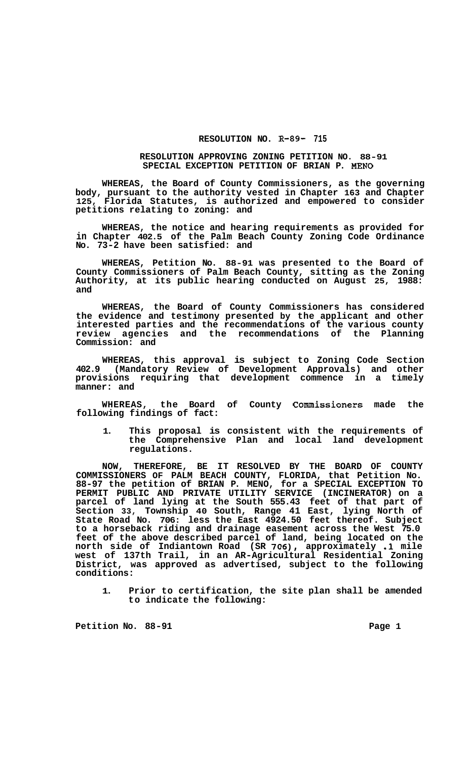# RESOLUTION NO. R-89- 715

## RESOLUTION APPROVING ZONING PETITION NO. 88-91 SPECIAL EXCEPTION PETITION OF BRIAN P. MENO

**WHEREAS, the Board of County Commissioners, as the governing body, pursuant to the authority vested in Chapter 163 and Chapter 125, Florida Statutes, is authorized and empowered to consider petitions relating to zoning: and**

**WHEREAS, the notice and hearing requirements as provided for in Chapter 402.5 of the Palm Beach County Zoning Code Ordinance No. 73-2 have been satisfied: and**

**WHEREAS, Petition No. 88-91 was presented to the Board of County Commissioners of Palm Beach County, sitting as the Zoning Authority, at its public hearing conducted on August 25, 1988: and**

**WHEREAS, the Board of County Commissioners has considered the evidence and testimony presented by the applicant and other interested parties and the recommendations of the various county review agencies and the recommendations of the Planning Commission: and**

**WHEREAS, this approval is subject to Zoning Code Section 402.9 (Mandatory Review of Development Approvals) and other provisions requiring that development commence in a timely manner: and**

**WHEREAS, the Board of County Commissioners made the following findings of fact:**

1. **This proposal is consistent with the requirements of the Comprehensive Plan and local land development regulations.**

**NOW, THEREFORE, BE IT RESOLVED BY THE BOARD OF COUNTY COMMISSIONERS OF PALM BEACH COUNTY, FLORIDA, that Petition No. 88-97 the petition of BRIAN P. MENO, for a SPECIAL EXCEPTION TO PERMIT PUBLIC AND PRIVATE UTILITY SERVICE (INCINERATOR) on a parcel of land lying at the South 555.43 feet of that part of Section 33, Township 40 South, Range 41 East, lying North of State Road No. 706: less the East 4924.50 feet thereof. Subject to a horseback riding and drainage easement across the West 75.0 feet of the above described parcel of land, being located on the north side of Indiantown Road (SR 706), approximately .1 mile west of 137th Trail, in an AR-Agricultural Residential Zoning District, was approved as advertised, subject to the following conditions:**

1. **Prior to certification, the site plan shall be amended to indicate the following:**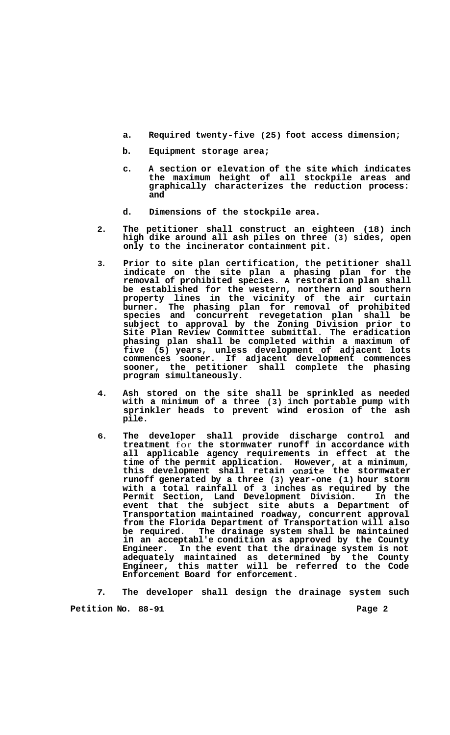a. Required twenty-five (25) foot access dimension;

b. Equipment storage area;

c. A section or elevation of the site which indicates the maximum height of all stockpile areas and graphically characterizes the reduction process: and

d. Dimensions of the stockpile area.

2. The petitioner shall construct an eighteen (18) inch high dike around all ash piles on three (3) sides, open only to the incinerator containment pit.

3. Prior to site plan certification, the petitioner shall indicate on the site plan a phasing plan for the removal of prohibited species. A restoration plan shall be established for the western, northern and southern property lines in the vicinity of the air curtain burner. The phasing plan for removal of prohibited species and concurrent revegetation plan shall be subject to approval by the Zoning Division prior to Site Plan Review Committee submittal. The eradication phasing plan shall be completed within a maximum of five (5) years, unless development of adjacent lots commences sooner. If adjacent development commences sooner, the petitioner shall complete the phasing program simultaneously.

4. Ash stored on the site shall be sprinkled as needed with a minimum of a three (3) inch portable pump with sprinkler heads to prevent wind erosion of the ash pile.

6. The developer shall provide discharge control and treatment for the stormwater runoff in accordance with all applicable agency requirements in effect at the time of the permit application. However, at a minimum, this development shall retain onsite the stormwater runoff generated by a three (3) year-one (1) hour storm with a total rainfall of 3 inches as required by the Permit Section, Land Development Division. In the event that the subject site abuts a Department of Transportation maintained roadway, concurrent approval from the Florida Department of Transportation will also be required. The drainage system shall be maintained in an acceptabl'e condition as approved by the County Engineer. In the event that the drainage system is not adequately maintained as determined by the County Engineer, this matter will be referred to the Code Enforcement Board for enforcement.

7. The developer shall design the drainage system such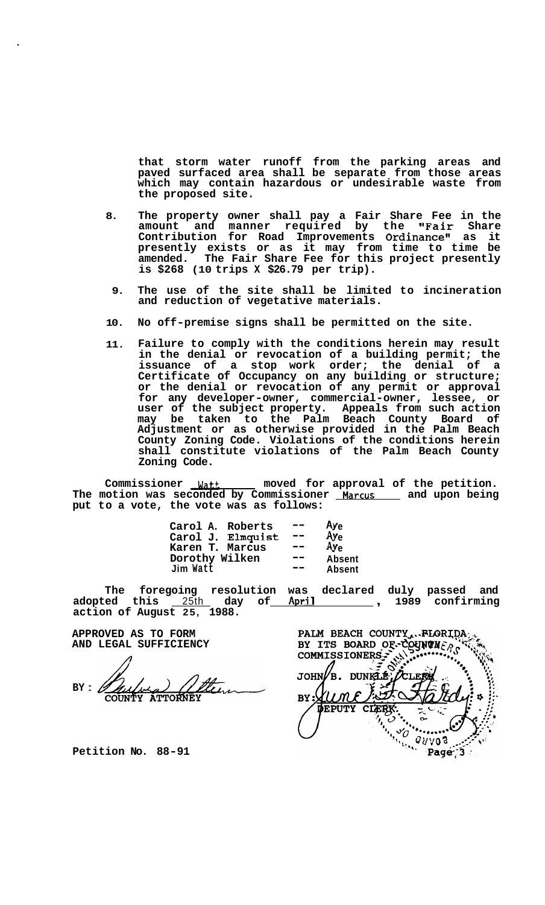that storm water runoff from the parking areas and paved surfaced area shall be separate from those areas which may contain hazardous or undesirable waste from the proposed site.

8. The property owner shall pay a Fair Share Fee in the amount and manner required by the "Fair Share Contribution for Road Improvements Ordinance" as it presently exists or as it may from time to time be amended. The Fair Share Fee for this project presently is $268 (10 trips X $26.79 per trip).

9. The use of the site shall be limited to incineration and reduction of vegetative materials.

10. No off-premise signs shall be permitted on the site.

11. Failure to comply with the conditions herein may result in the denial or revocation of a building permit; the issuance of a stop work order; the denial of a Certificate of Occupancy on any building or structure; or the denial or revocation of any permit or approval for any developer-owner, commercial-owner, lessee, or user of the subject property. Appeals from such action may be taken to the Palm Beach County Board of Adjustment or as otherwise provided in the Palm Beach County Zoning Code. Violations of the conditions herein shall constitute violations of the Palm Beach County Zoning Code.

Commissioner Watt moved for approval of the petition. The motion was seconded by Commissioner Marcus and upon being put to a vote, the vote was as follows:

| | | |
|---|---|---|
| Carol A. Roberts | -- | Aye |
| Carol J. Elmquist | -- | Aye |
| Karen T. Marcus | -- | Aye |
| Dorothy Wilken | -- | Absent |
| Jim Watt | -- | Absent |

The foregoing resolution was declared duly passed and adopted this 25th day of April, 1989 confirming action of August 25, 1988.

APPROVED AS TO FORM AND LEGAL SUFFICIENCY

BY: COUNTY ATTORNEY

PALM BEACH COUNTY, FLORIDA BY ITS BOARD OF COUNTY COMMISSIONERS

JOHN B. DUNKLE, CLERK

BY: DEPUTY CLERK

Petition No. 88-91